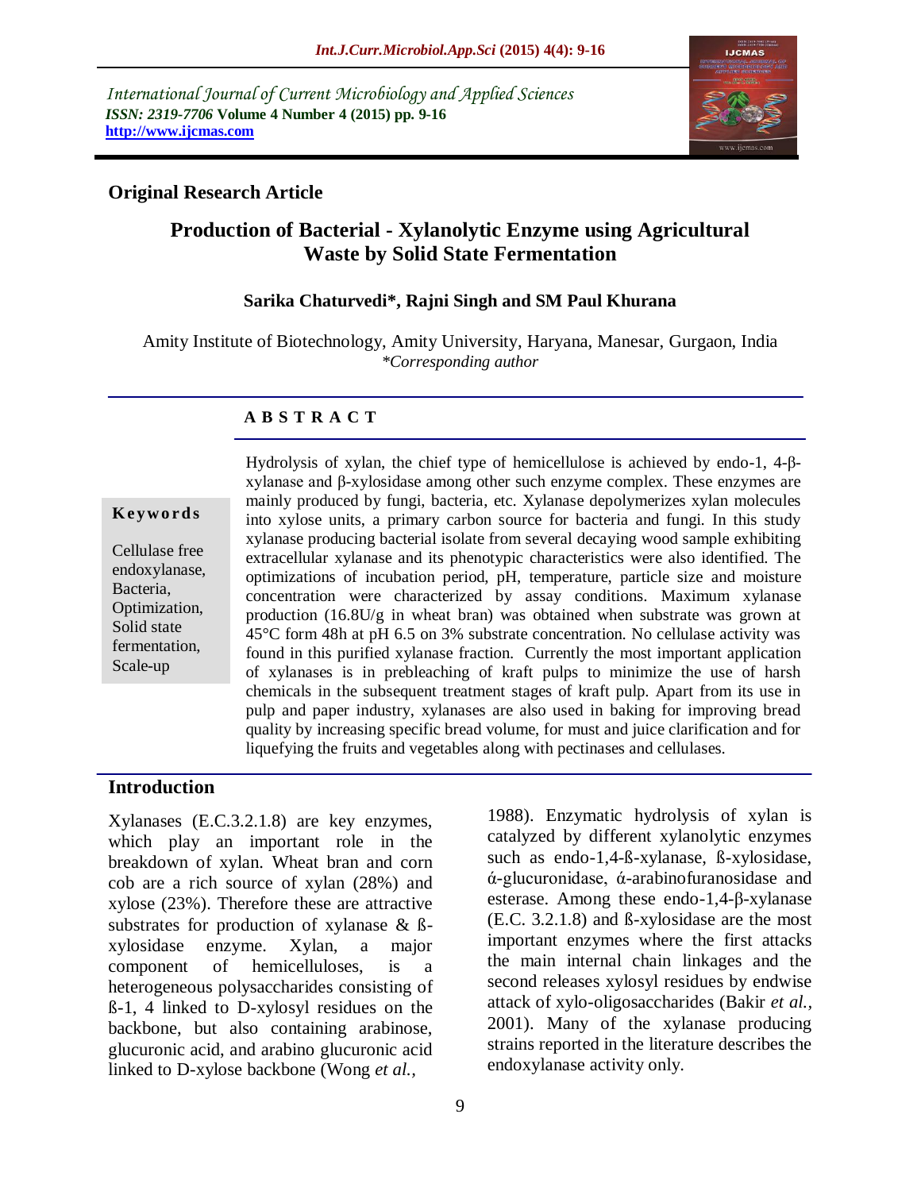International Journal of Current Microbiology and Applied Sciences
*ISSN: 2319-7706* **Volume 4 Number 4 (2015) pp. 9-16**
**http://www.ijcmas.com**

**Original Research Article**

# Production of Bacterial - Xylanolytic Enzyme using Agricultural Waste by Solid State Fermentation

**Sarika Chaturvedi\*, Rajni Singh and SM Paul Khurana**

Amity Institute of Biotechnology, Amity University, Haryana, Manesar, Gurgaon, India
*\*Corresponding author*

## A B S T R A C T

**Keywords**

Cellulase free endoxylanase, Bacteria, Optimization, Solid state fermentation, Scale-up

Hydrolysis of xylan, the chief type of hemicellulose is achieved by endo-1, 4-β-xylanase and β-xylosidase among other such enzyme complex. These enzymes are mainly produced by fungi, bacteria, etc. Xylanase depolymerizes xylan molecules into xylose units, a primary carbon source for bacteria and fungi. In this study xylanase producing bacterial isolate from several decaying wood sample exhibiting extracellular xylanase and its phenotypic characteristics were also identified. The optimizations of incubation period, pH, temperature, particle size and moisture concentration were characterized by assay conditions. Maximum xylanase production (16.8U/g in wheat bran) was obtained when substrate was grown at 45°C form 48h at pH 6.5 on 3% substrate concentration. No cellulase activity was found in this purified xylanase fraction. Currently the most important application of xylanases is in prebleaching of kraft pulps to minimize the use of harsh chemicals in the subsequent treatment stages of kraft pulp. Apart from its use in pulp and paper industry, xylanases are also used in baking for improving bread quality by increasing specific bread volume, for must and juice clarification and for liquefying the fruits and vegetables along with pectinases and cellulases.

## Introduction

Xylanases (E.C.3.2.1.8) are key enzymes, which play an important role in the breakdown of xylan. Wheat bran and corn cob are a rich source of xylan (28%) and xylose (23%). Therefore these are attractive substrates for production of xylanase & ß-xylosidase enzyme. Xylan, a major component of hemicelluloses, is a heterogeneous polysaccharides consisting of ß-1, 4 linked to D-xylosyl residues on the backbone, but also containing arabinose, glucuronic acid, and arabino glucuronic acid linked to D-xylose backbone (Wong *et al.,* 1988). Enzymatic hydrolysis of xylan is catalyzed by different xylanolytic enzymes such as endo-1,4-ß-xylanase, ß-xylosidase, ά-glucuronidase, ά-arabinofuranosidase and esterase. Among these endo-1,4-β-xylanase (E.C. 3.2.1.8) and ß-xylosidase are the most important enzymes where the first attacks the main internal chain linkages and the second releases xylosyl residues by endwise attack of xylo-oligosaccharides (Bakir *et al.,* 2001). Many of the xylanase producing strains reported in the literature describes the endoxylanase activity only.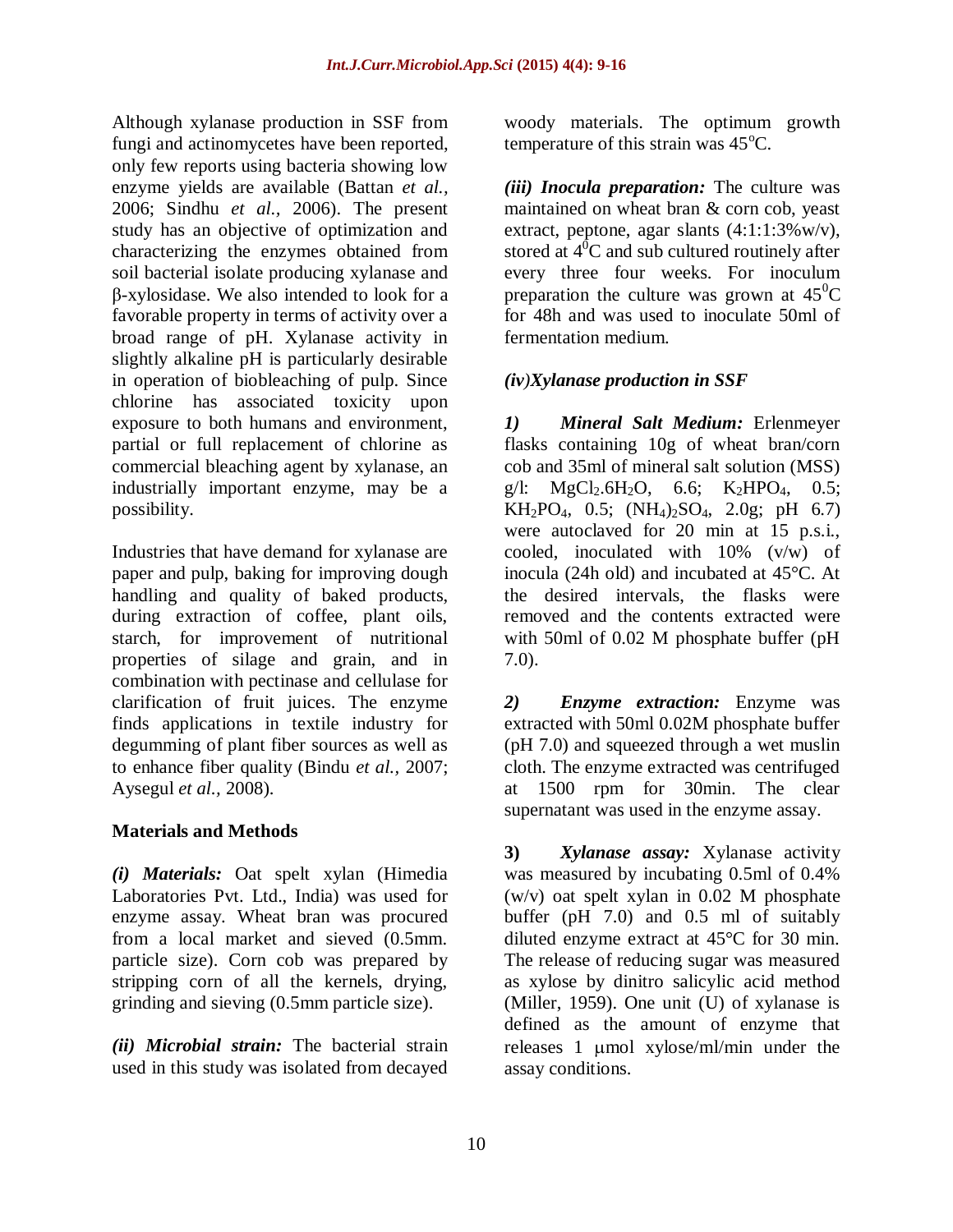Although xylanase production in SSF from fungi and actinomycetes have been reported, only few reports using bacteria showing low enzyme yields are available (Battan *et al.,* 2006; Sindhu *et al.,* 2006). The present study has an objective of optimization and characterizing the enzymes obtained from soil bacterial isolate producing xylanase and β-xylosidase. We also intended to look for a favorable property in terms of activity over a broad range of pH. Xylanase activity in slightly alkaline pH is particularly desirable in operation of biobleaching of pulp. Since chlorine has associated toxicity upon exposure to both humans and environment, partial or full replacement of chlorine as commercial bleaching agent by xylanase, an industrially important enzyme, may be a possibility.

Industries that have demand for xylanase are paper and pulp, baking for improving dough handling and quality of baked products, during extraction of coffee, plant oils, starch, for improvement of nutritional properties of silage and grain, and in combination with pectinase and cellulase for clarification of fruit juices. The enzyme finds applications in textile industry for degumming of plant fiber sources as well as to enhance fiber quality (Bindu *et al.,* 2007; Aysegul *et al.,* 2008).

## Materials and Methods

***(i) Materials:*** Oat spelt xylan (Himedia Laboratories Pvt. Ltd., India) was used for enzyme assay. Wheat bran was procured from a local market and sieved (0.5mm. particle size). Corn cob was prepared by stripping corn of all the kernels, drying, grinding and sieving (0.5mm particle size).

***(ii) Microbial strain:*** The bacterial strain used in this study was isolated from decayed woody materials. The optimum growth temperature of this strain was $45^{o}$C.

***(iii) Inocula preparation:*** The culture was maintained on wheat bran & corn cob, yeast extract, peptone, agar slants (4:1:1:3%w/v), stored at $4^{0}$C and sub cultured routinely after every three four weeks. For inoculum preparation the culture was grown at $45^{0}$C for 48h and was used to inoculate 50ml of fermentation medium.

***(iv)Xylanase production in SSF***

***1) Mineral Salt Medium:*** Erlenmeyer flasks containing 10g of wheat bran/corn cob and 35ml of mineral salt solution (MSS) g/l: $MgCl_2.6H_2O$, 6.6; $K_2HPO_4$, 0.5; $KH_2PO_4$, 0.5; $(NH_4)_2SO_4$, 2.0g; pH 6.7) were autoclaved for 20 min at 15 p.s.i., cooled, inoculated with 10% (v/w) of inocula (24h old) and incubated at 45°C. At the desired intervals, the flasks were removed and the contents extracted were with 50ml of 0.02 M phosphate buffer (pH 7.0).

***2) Enzyme extraction:*** Enzyme was extracted with 50ml 0.02M phosphate buffer (pH 7.0) and squeezed through a wet muslin cloth. The enzyme extracted was centrifuged at 1500 rpm for 30min. The clear supernatant was used in the enzyme assay.

**3) *Xylanase assay:*** Xylanase activity was measured by incubating 0.5ml of 0.4% (w/v) oat spelt xylan in 0.02 M phosphate buffer (pH 7.0) and 0.5 ml of suitably diluted enzyme extract at 45°C for 30 min. The release of reducing sugar was measured as xylose by dinitro salicylic acid method (Miller, 1959). One unit (U) of xylanase is defined as the amount of enzyme that releases 1 μmol xylose/ml/min under the assay conditions.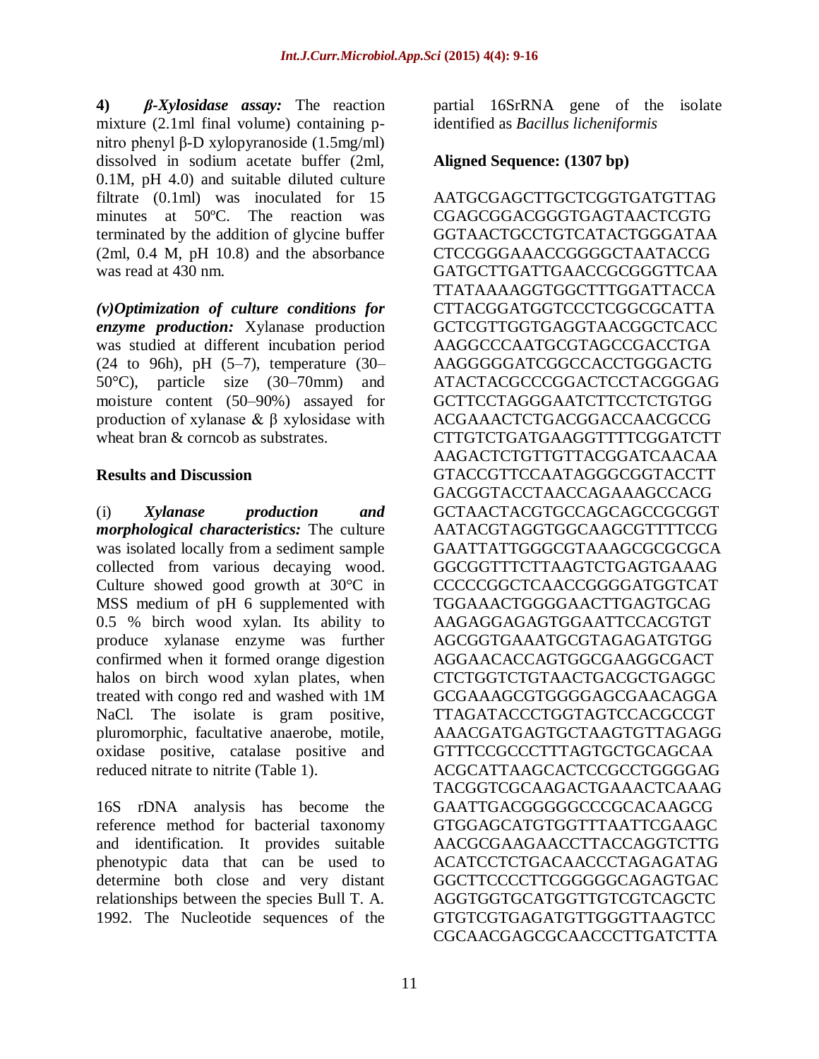**4) *β-Xylosidase assay:*** The reaction mixture (2.1ml final volume) containing p-nitro phenyl β-D xylopyranoside (1.5mg/ml) dissolved in sodium acetate buffer (2ml, 0.1M, pH 4.0) and suitable diluted culture filtrate (0.1ml) was inoculated for 15 minutes at 50ºC. The reaction was terminated by the addition of glycine buffer (2ml, 0.4 M, pH 10.8) and the absorbance was read at 430 nm.

***(v)Optimization of culture conditions for enzyme production:*** Xylanase production was studied at different incubation period (24 to 96h), pH (5–7), temperature (30–50°C), particle size (30–70mm) and moisture content (50–90%) assayed for production of xylanase & β xylosidase with wheat bran & corncob as substrates.

## Results and Discussion

(i) ***Xylanase production and morphological characteristics:*** The culture was isolated locally from a sediment sample collected from various decaying wood. Culture showed good growth at 30°C in MSS medium of pH 6 supplemented with 0.5 % birch wood xylan. Its ability to produce xylanase enzyme was further confirmed when it formed orange digestion halos on birch wood xylan plates, when treated with congo red and washed with 1M NaCl. The isolate is gram positive, pluromorphic, facultative anaerobe, motile, oxidase positive, catalase positive and reduced nitrate to nitrite (Table 1).

16S rDNA analysis has become the reference method for bacterial taxonomy and identification. It provides suitable phenotypic data that can be used to determine both close and very distant relationships between the species Bull T. A. 1992. The Nucleotide sequences of the partial 16SrRNA gene of the isolate identified as *Bacillus licheniformis*

**Aligned Sequence: (1307 bp)**

AATGCGAGCTTGCTCGGTGATGTTAG
CGAGCGGACGGGTGAGTAACTCGTG
GGTAACTGCCTGTCATACTGGGATAA
CTCCGGGAAACCGGGGCTAATACCG
GATGCTTGATTGAACCGCGGGTTCAA
TTATAAAAGGTGGCTTTGGATTACCA
CTTACGGATGGTCCCTCGGCGCATTA
GCTCGTTGGTGAGGTAACGGCTCACC
AAGGCCCAATGCGTAGCCGACCTGA
AAGGGGGATCGGCCACCTGGGACTG
ATACTACGCCCGGACTCCTACGGGAG
GCTTCCTAGGGAATCTTCCTCTGTGG
ACGAAACTCTGACGGACCAACGCCG
CTTGTCTGATGAAGGTTTTCGGATCTT
AAGACTCTGTTGTTACGGATCAACAA
GTACCGTTCCAATAGGGCGGTACCTT
GACGGTACCTAACCAGAAAGCCACG
GCTAACTACGTGCCAGCAGCCGCGGT
AATACGTAGGTGGCAAGCGTTTTCCG
GAATTATTGGGCGTAAAGCGCGCGCA
GGCGGTTTCTTAAGTCTGAGTGAAAG
CCCCCGGCTCAACCGGGGATGGTCAT
TGGAAACTGGGGAACTTGAGTGCAG
AAGAGGAGAGTGGAATTCCACGTGT
AGCGGTGAAATGCGTAGAGATGTGG
AGGAACACCAGTGGCGAAGGCGACT
CTCTGGTCTGTAACTGACGCTGAGGC
GCGAAAGCGTGGGGAGCGAACAGGA
TTAGATACCCTGGTAGTCCACGCCGT
AAACGATGAGTGCTAAGTGTTAGAGG
GTTTCCGCCCTTTAGTGCTGCAGCAA
ACGCATTAAGCACTCCGCCTGGGGAG
TACGGTCGCAAGACTGAAACTCAAAG
GAATTGACGGGGGCCCGCACAAGCG
GTGGAGCATGTGGTTTAATTCGAAGC
AACGCGAAGAACCTTACCAGGTCTTG
ACATCCTCTGACAACCCTAGAGATAG
GGCTTCCCCTTCGGGGGCAGAGTGAC
AGGTGGTGCATGGTTGTCGTCAGCTC
GTGTCGTGAGATGTTGGGTTAAGTCC
CGCAACGAGCGCAACCCTTGATCTTA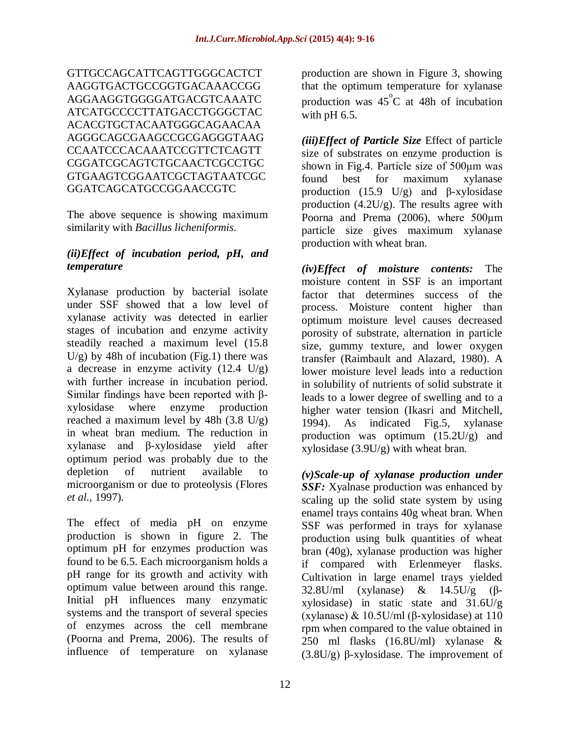GTTGCCAGCATTCAGTTGGGCACTCT
AAGGTGACTGCCGGTGACAAACCGG
AGGAAGGTGGGGATGACGTCAAATC
ATCATGCCCCTTATGACCTGGGCTAC
ACACGTGCTACAATGGGCAGAACAA
AGGGCAGCGAAGCCGCGAGGGTAAG
CCAATCCCACAAATCCGTTCTCAGTT
CGGATCGCAGTCTGCAACTCGCCTGC
GTGAAGTCGGAATCGCTAGTAATCGC
GGATCAGCATGCCGGAACCGTC

The above sequence is showing maximum similarity with *Bacillus licheniformis*.

***(ii)Effect of incubation period, pH, and temperature***

Xylanase production by bacterial isolate under SSF showed that a low level of xylanase activity was detected in earlier stages of incubation and enzyme activity steadily reached a maximum level (15.8 U/g) by 48h of incubation (Fig.1) there was a decrease in enzyme activity (12.4 U/g) with further increase in incubation period. Similar findings have been reported with β-xylosidase where enzyme production reached a maximum level by 48h (3.8 U/g) in wheat bran medium. The reduction in xylanase and β-xylosidase yield after optimum period was probably due to the depletion of nutrient available to microorganism or due to proteolysis (Flores *et al.*, 1997).

The effect of media pH on enzyme production is shown in figure 2. The optimum pH for enzymes production was found to be 6.5. Each microorganism holds a pH range for its growth and activity with optimum value between around this range. Initial pH influences many enzymatic systems and the transport of several species of enzymes across the cell membrane (Poorna and Prema, 2006). The results of influence of temperature on xylanase production are shown in Figure 3, showing that the optimum temperature for xylanase production was 45$^{o}$C at 48h of incubation with pH 6.5.

***(iii)Effect of Particle Size*** Effect of particle size of substrates on enzyme production is shown in Fig.4. Particle size of 500μm was found best for maximum xylanase production (15.9 U/g) and β-xylosidase production (4.2U/g). The results agree with Poorna and Prema (2006), where 500μm particle size gives maximum xylanase production with wheat bran.

***(iv)Effect of moisture contents:*** The moisture content in SSF is an important factor that determines success of the process. Moisture content higher than optimum moisture level causes decreased porosity of substrate, alternation in particle size, gummy texture, and lower oxygen transfer (Raimbault and Alazard, 1980). A lower moisture level leads into a reduction in solubility of nutrients of solid substrate it leads to a lower degree of swelling and to a higher water tension (Ikasri and Mitchell, 1994). As indicated Fig.5, xylanase production was optimum (15.2U/g) and xylosidase (3.9U/g) with wheat bran.

***(v)Scale-up of xylanase production under SSF:*** Xyalnase production was enhanced by scaling up the solid state system by using enamel trays contains 40g wheat bran. When SSF was performed in trays for xylanase production using bulk quantities of wheat bran (40g), xylanase production was higher if compared with Erlenmeyer flasks. Cultivation in large enamel trays yielded 32.8U/ml (xylanase) & 14.5U/g (β-xylosidase) in static state and 31.6U/g (xylanase) & 10.5U/ml (β-xylosidase) at 110 rpm when compared to the value obtained in 250 ml flasks (16.8U/ml) xylanase & (3.8U/g) β-xylosidase. The improvement of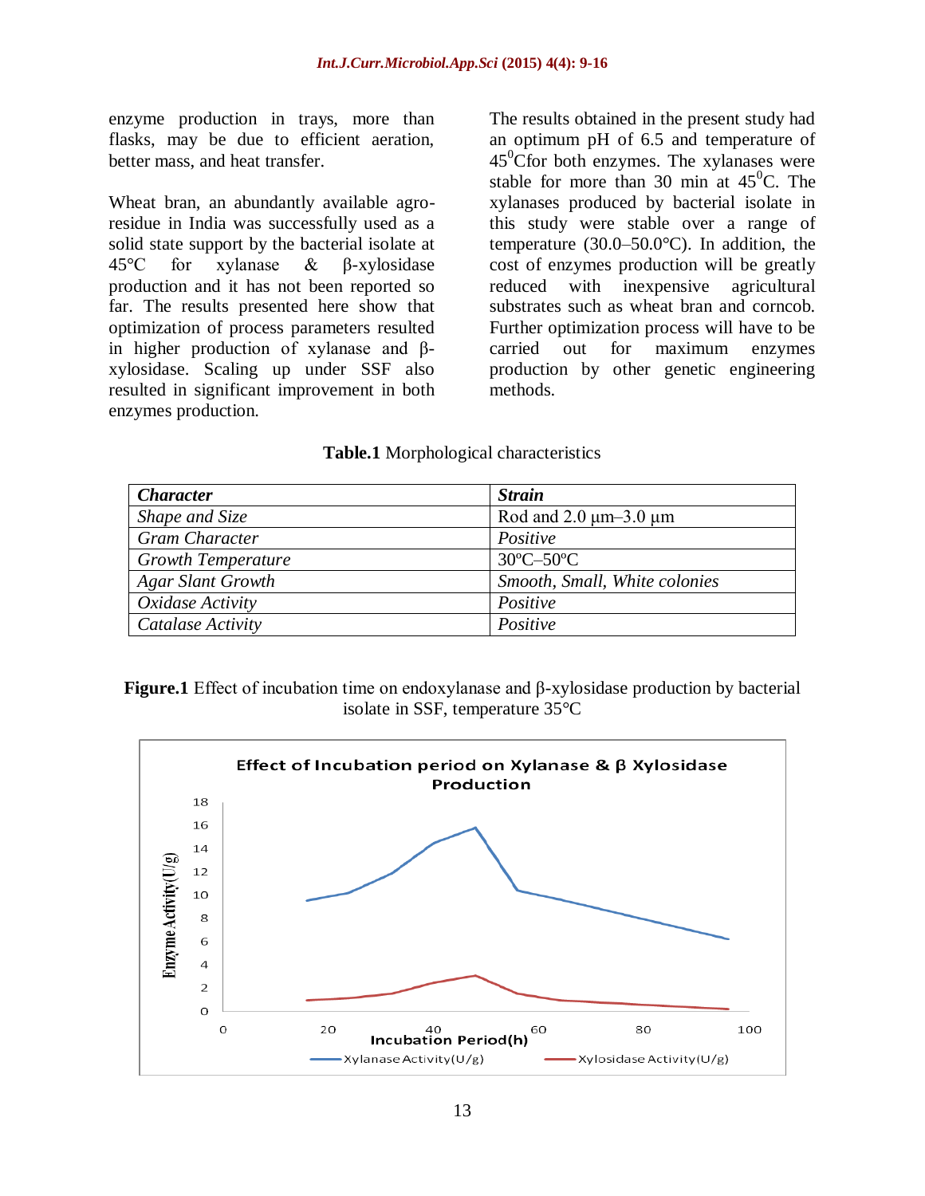enzyme production in trays, more than flasks, may be due to efficient aeration, better mass, and heat transfer.

Wheat bran, an abundantly available agro-residue in India was successfully used as a solid state support by the bacterial isolate at 45°C for xylanase & β-xylosidase production and it has not been reported so far. The results presented here show that optimization of process parameters resulted in higher production of xylanase and β-xylosidase. Scaling up under SSF also resulted in significant improvement in both enzymes production.

The results obtained in the present study had an optimum pH of 6.5 and temperature of $45^0$Cfor both enzymes. The xylanases were stable for more than 30 min at $45^0$C. The xylanases produced by bacterial isolate in this study were stable over a range of temperature (30.0–50.0°C). In addition, the cost of enzymes production will be greatly reduced with inexpensive agricultural substrates such as wheat bran and corncob. Further optimization process will have to be carried out for maximum enzymes production by other genetic engineering methods.

**Table.1** Morphological characteristics

| ***Character*** | ***Strain*** |
|---|---|
| *Shape and Size* | Rod and 2.0 µm–3.0 µm |
| *Gram Character* | *Positive* |
| *Growth Temperature* | 30ºC–50ºC |
| *Agar Slant Growth* | *Smooth, Small, White colonies* |
| *Oxidase Activity* | *Positive* |
| *Catalase Activity* | *Positive* |

**Figure.1** Effect of incubation time on endoxylanase and β-xylosidase production by bacterial isolate in SSF, temperature 35°C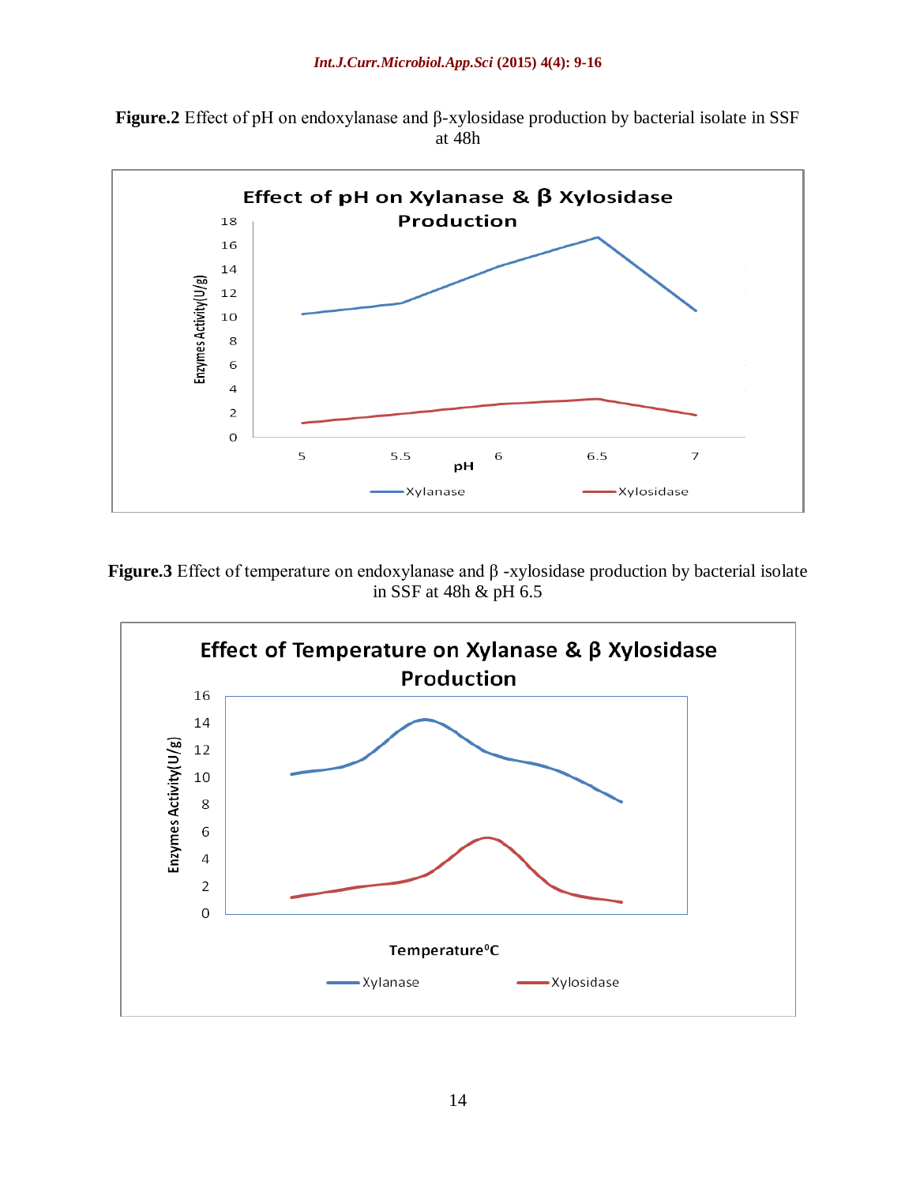**Figure.2** Effect of pH on endoxylanase and β-xylosidase production by bacterial isolate in SSF at 48h

**Figure.3** Effect of temperature on endoxylanase and β -xylosidase production by bacterial isolate in SSF at 48h & pH 6.5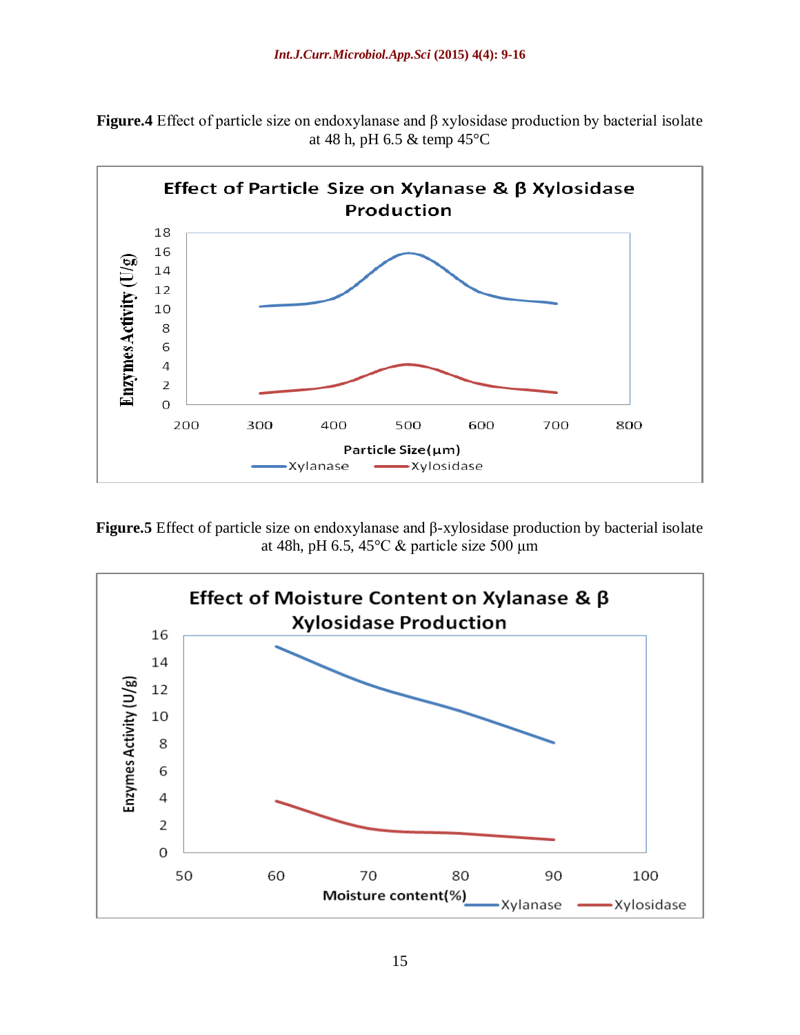**Figure.4** Effect of particle size on endoxylanase and β xylosidase production by bacterial isolate at 48 h, pH 6.5 & temp 45°C

**Figure.5** Effect of particle size on endoxylanase and β-xylosidase production by bacterial isolate at 48h, pH 6.5, 45°C & particle size 500 μm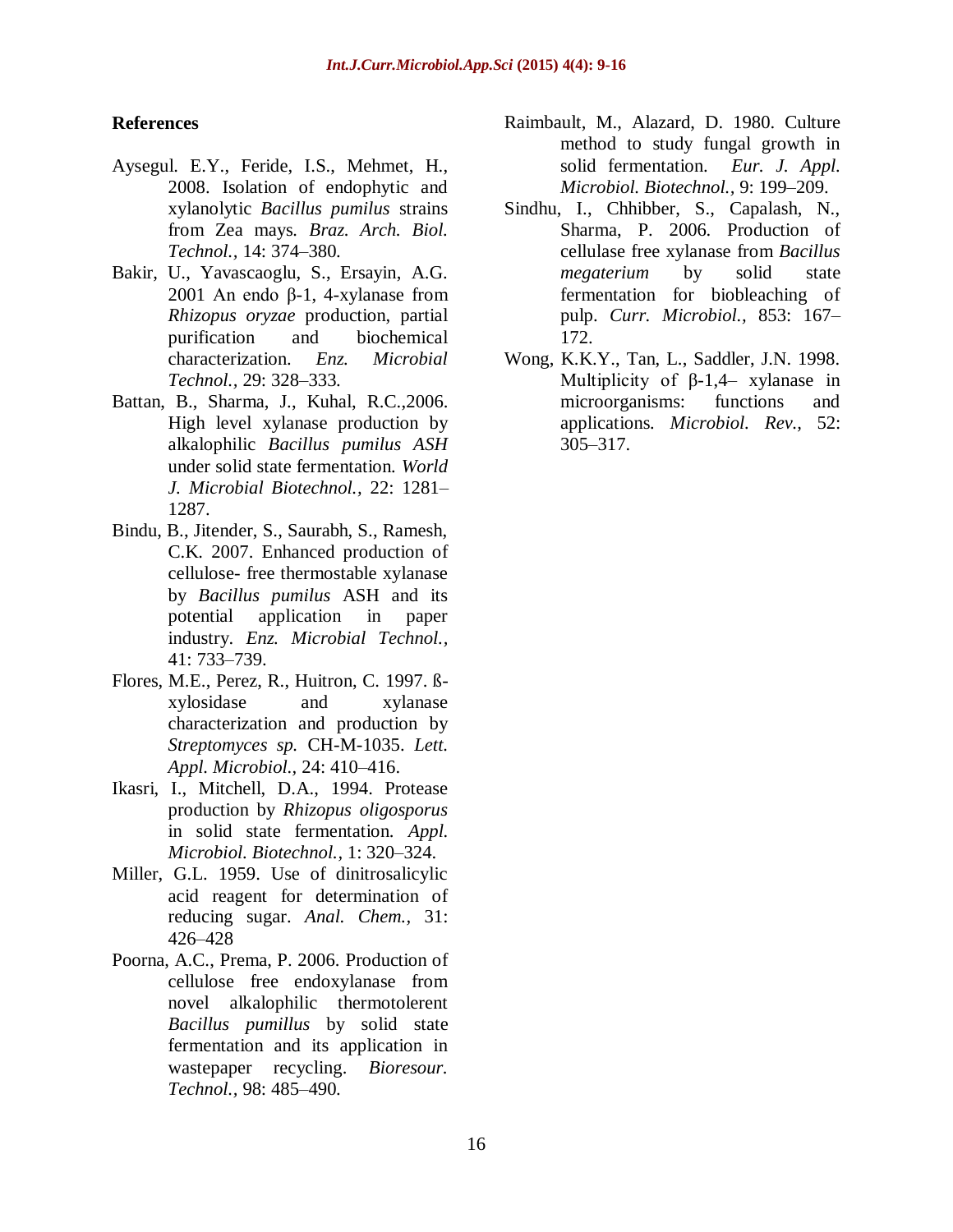## References

Aysegul. E.Y., Feride, I.S., Mehmet, H., 2008. Isolation of endophytic and xylanolytic *Bacillus pumilus* strains from Zea mays. *Braz. Arch. Biol. Technol.,* 14: 374–380.

Bakir, U., Yavascaoglu, S., Ersayin, A.G. 2001 An endo β-1, 4-xylanase from *Rhizopus oryzae* production, partial purification and biochemical characterization. *Enz. Microbial Technol.*, 29: 328–333.

Battan, B., Sharma, J., Kuhal, R.C.,2006. High level xylanase production by alkalophilic *Bacillus pumilus ASH* under solid state fermentation. *World J. Microbial Biotechnol.*, 22: 1281–1287.

Bindu, B., Jitender, S., Saurabh, S., Ramesh, C.K. 2007. Enhanced production of cellulose- free thermostable xylanase by *Bacillus pumilus* ASH and its potential application in paper industry. *Enz. Microbial Technol.,* 41: 733–739.

Flores, M.E., Perez, R., Huitron, C. 1997. ß-xylosidase and xylanase characterization and production by *Streptomyces sp.* CH-M-1035. *Lett. Appl. Microbiol.,* 24: 410–416.

Ikasri, I., Mitchell, D.A., 1994. Protease production by *Rhizopus oligosporus* in solid state fermentation. *Appl. Microbiol. Biotechnol.*, 1: 320–324.

Miller, G.L. 1959. Use of dinitrosalicylic acid reagent for determination of reducing sugar. *Anal. Chem.,* 31: 426–428

Poorna, A.C., Prema, P. 2006. Production of cellulose free endoxylanase from novel alkalophilic thermotolerent *Bacillus pumillus* by solid state fermentation and its application in wastepaper recycling. *Bioresour. Technol.*, 98: 485–490.

Raimbault, M., Alazard, D. 1980. Culture method to study fungal growth in solid fermentation. *Eur. J. Appl. Microbiol. Biotechnol.*, 9: 199–209.

Sindhu, I., Chhibber, S., Capalash, N., Sharma, P. 2006. Production of cellulase free xylanase from *Bacillus megaterium* by solid state fermentation for biobleaching of pulp. *Curr. Microbiol.,* 853: 167–172.

Wong, K.K.Y., Tan, L., Saddler, J.N. 1998. Multiplicity of β-1,4– xylanase in microorganisms: functions and applications. *Microbiol. Rev.,* 52: 305–317.